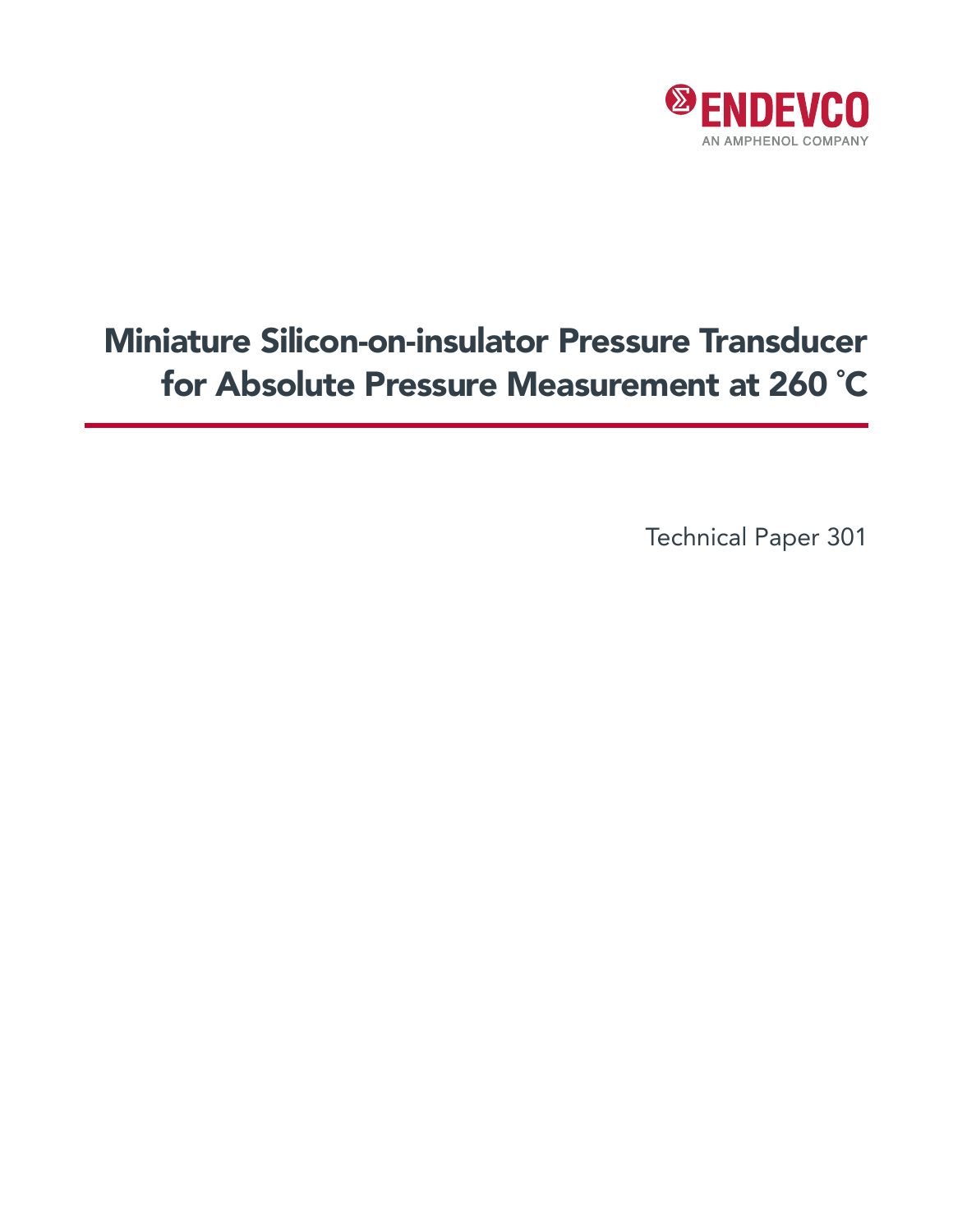ENDEVCO

AN AMPHENOL COMPANY

# Miniature Silicon-on-insulator Pressure Transducer for Absolute Pressure Measurement at 260 ˚C

Technical Paper 301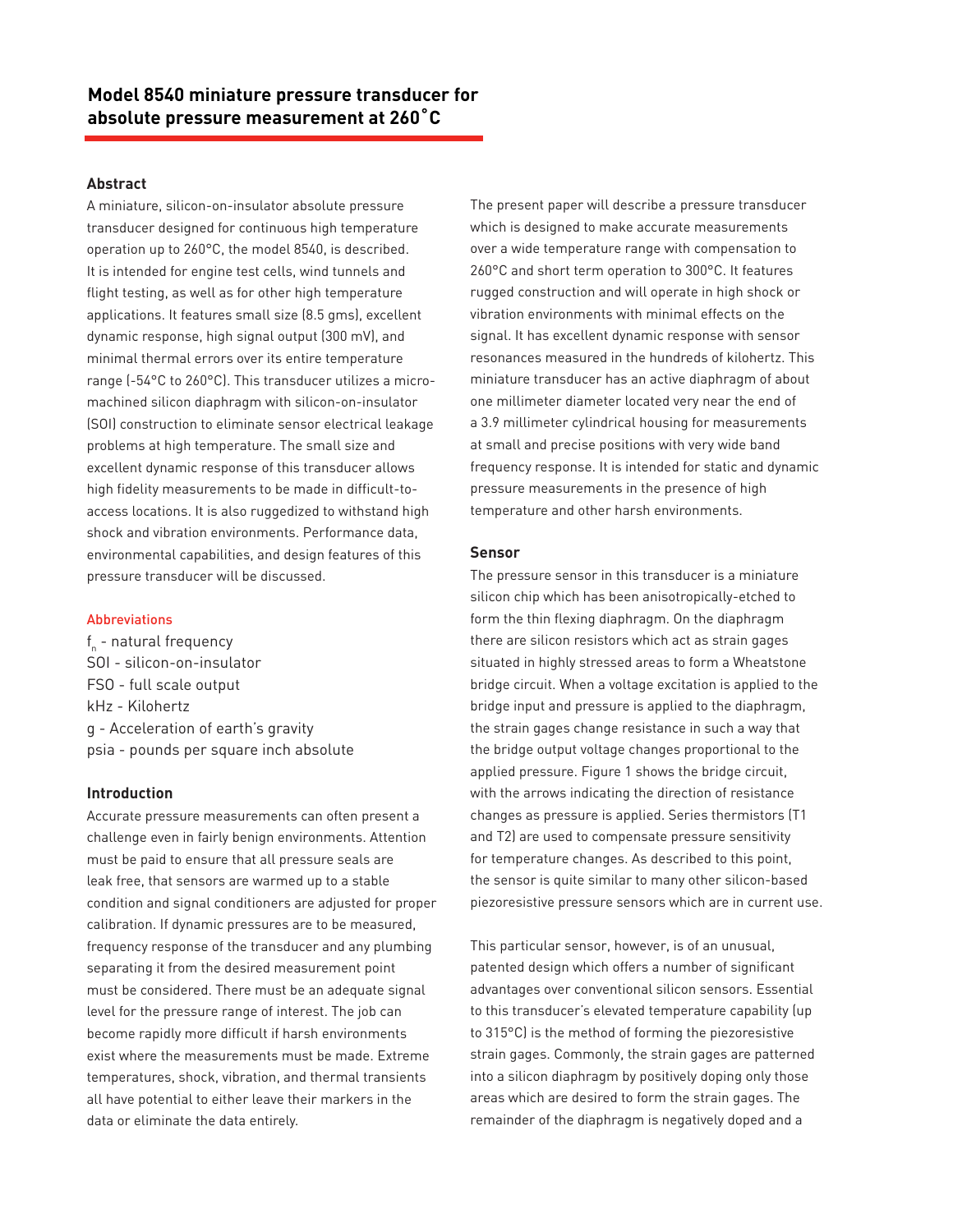## Model 8540 miniature pressure transducer for absolute pressure measurement at 260˚C

### Abstract

A miniature, silicon-on-insulator absolute pressure transducer designed for continuous high temperature operation up to 260°C, the model 8540, is described. It is intended for engine test cells, wind tunnels and flight testing, as well as for other high temperature applications. It features small size (8.5 gms), excellent dynamic response, high signal output (300 mV), and minimal thermal errors over its entire temperature range (-54°C to 260°C). This transducer utilizes a micro-machined silicon diaphragm with silicon-on-insulator (SOI) construction to eliminate sensor electrical leakage problems at high temperature. The small size and excellent dynamic response of this transducer allows high fidelity measurements to be made in difficult-to-access locations. It is also ruggedized to withstand high shock and vibration environments. Performance data, environmental capabilities, and design features of this pressure transducer will be discussed.

#### Abbreviations

$f_n$ - natural frequency
SOI - silicon-on-insulator
FSO - full scale output
kHz - Kilohertz
g - Acceleration of earth's gravity
psia - pounds per square inch absolute

### Introduction

Accurate pressure measurements can often present a challenge even in fairly benign environments. Attention must be paid to ensure that all pressure seals are leak free, that sensors are warmed up to a stable condition and signal conditioners are adjusted for proper calibration. If dynamic pressures are to be measured, frequency response of the transducer and any plumbing separating it from the desired measurement point must be considered. There must be an adequate signal level for the pressure range of interest. The job can become rapidly more difficult if harsh environments exist where the measurements must be made. Extreme temperatures, shock, vibration, and thermal transients all have potential to either leave their markers in the data or eliminate the data entirely.

The present paper will describe a pressure transducer which is designed to make accurate measurements over a wide temperature range with compensation to 260°C and short term operation to 300°C. It features rugged construction and will operate in high shock or vibration environments with minimal effects on the signal. It has excellent dynamic response with sensor resonances measured in the hundreds of kilohertz. This miniature transducer has an active diaphragm of about one millimeter diameter located very near the end of a 3.9 millimeter cylindrical housing for measurements at small and precise positions with very wide band frequency response. It is intended for static and dynamic pressure measurements in the presence of high temperature and other harsh environments.

### Sensor

The pressure sensor in this transducer is a miniature silicon chip which has been anisotropically-etched to form the thin flexing diaphragm. On the diaphragm there are silicon resistors which act as strain gages situated in highly stressed areas to form a Wheatstone bridge circuit. When a voltage excitation is applied to the bridge input and pressure is applied to the diaphragm, the strain gages change resistance in such a way that the bridge output voltage changes proportional to the applied pressure. Figure 1 shows the bridge circuit, with the arrows indicating the direction of resistance changes as pressure is applied. Series thermistors (T1 and T2) are used to compensate pressure sensitivity for temperature changes. As described to this point, the sensor is quite similar to many other silicon-based piezoresistive pressure sensors which are in current use.

This particular sensor, however, is of an unusual, patented design which offers a number of significant advantages over conventional silicon sensors. Essential to this transducer's elevated temperature capability (up to 315°C) is the method of forming the piezoresistive strain gages. Commonly, the strain gages are patterned into a silicon diaphragm by positively doping only those areas which are desired to form the strain gages. The remainder of the diaphragm is negatively doped and a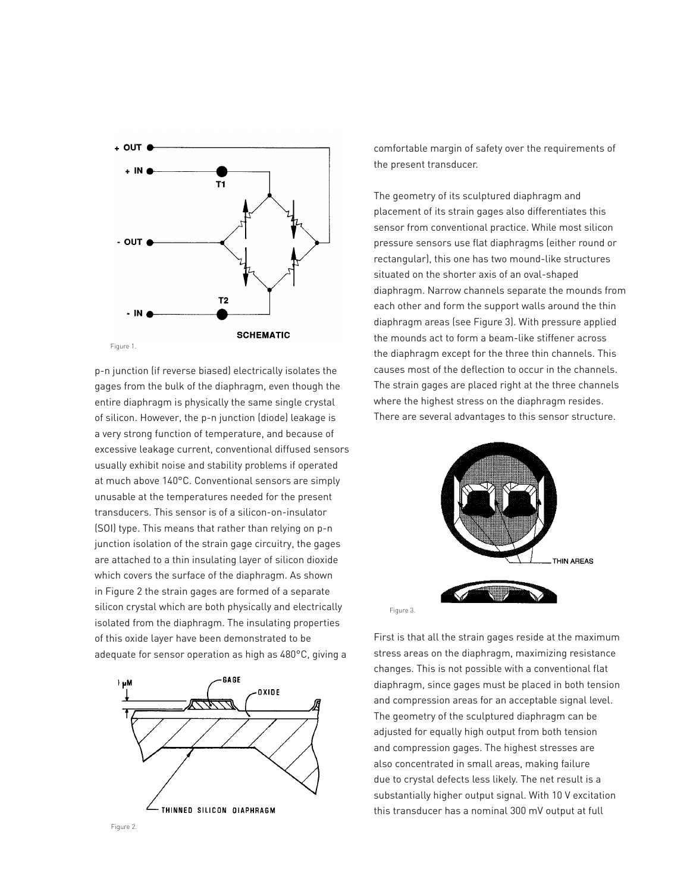Figure 1.

p-n junction (if reverse biased) electrically isolates the gages from the bulk of the diaphragm, even though the entire diaphragm is physically the same single crystal of silicon. However, the p-n junction (diode) leakage is a very strong function of temperature, and because of excessive leakage current, conventional diffused sensors usually exhibit noise and stability problems if operated at much above 140°C. Conventional sensors are simply unusable at the temperatures needed for the present transducers. This sensor is of a silicon-on-insulator (SOI) type. This means that rather than relying on p-n junction isolation of the strain gage circuitry, the gages are attached to a thin insulating layer of silicon dioxide which covers the surface of the diaphragm. As shown in Figure 2 the strain gages are formed of a separate silicon crystal which are both physically and electrically isolated from the diaphragm. The insulating properties of this oxide layer have been demonstrated to be adequate for sensor operation as high as 480°C, giving a comfortable margin of safety over the requirements of the present transducer.

Figure 2.

The geometry of its sculptured diaphragm and placement of its strain gages also differentiates this sensor from conventional practice. While most silicon pressure sensors use flat diaphragms (either round or rectangular), this one has two mound-like structures situated on the shorter axis of an oval-shaped diaphragm. Narrow channels separate the mounds from each other and form the support walls around the thin diaphragm areas (see Figure 3). With pressure applied the mounds act to form a beam-like stiffener across the diaphragm except for the three thin channels. This causes most of the deflection to occur in the channels. The strain gages are placed right at the three channels where the highest stress on the diaphragm resides. There are several advantages to this sensor structure.

Figure 3.

First is that all the strain gages reside at the maximum stress areas on the diaphragm, maximizing resistance changes. This is not possible with a conventional flat diaphragm, since gages must be placed in both tension and compression areas for an acceptable signal level. The geometry of the sculptured diaphragm can be adjusted for equally high output from both tension and compression gages. The highest stresses are also concentrated in small areas, making failure due to crystal defects less likely. The net result is a substantially higher output signal. With 10 V excitation this transducer has a nominal 300 mV output at full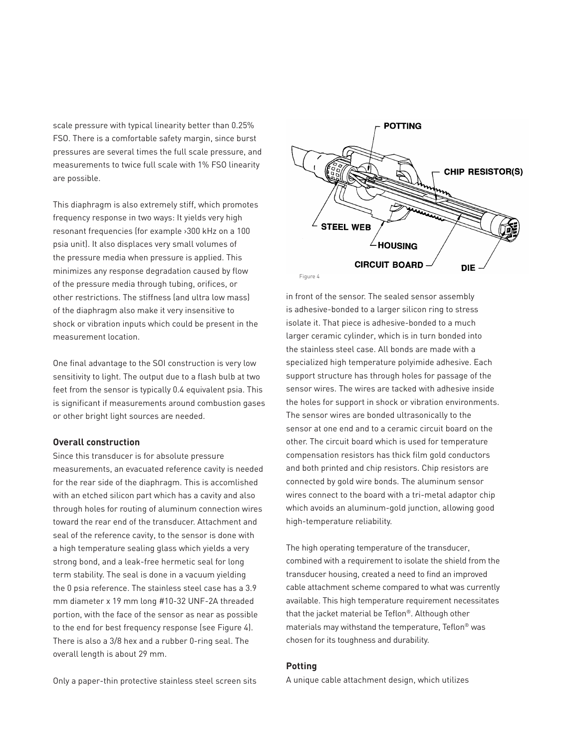scale pressure with typical linearity better than 0.25% FSO. There is a comfortable safety margin, since burst pressures are several times the full scale pressure, and measurements to twice full scale with 1% FSO linearity are possible.

This diaphragm is also extremely stiff, which promotes frequency response in two ways: It yields very high resonant frequencies (for example ›300 kHz on a 100 psia unit). It also displaces very small volumes of the pressure media when pressure is applied. This minimizes any response degradation caused by flow of the pressure media through tubing, orifices, or other restrictions. The stiffness (and ultra low mass) of the diaphragm also make it very insensitive to shock or vibration inputs which could be present in the measurement location.

One final advantage to the SOI construction is very low sensitivity to light. The output due to a flash bulb at two feet from the sensor is typically 0.4 equivalent psia. This is significant if measurements around combustion gases or other bright light sources are needed.

### Overall construction

Since this transducer is for absolute pressure measurements, an evacuated reference cavity is needed for the rear side of the diaphragm. This is accomlished with an etched silicon part which has a cavity and also through holes for routing of aluminum connection wires toward the rear end of the transducer. Attachment and seal of the reference cavity, to the sensor is done with a high temperature sealing glass which yields a very strong bond, and a leak-free hermetic seal for long term stability. The seal is done in a vacuum yielding the 0 psia reference. The stainless steel case has a 3.9 mm diameter x 19 mm long #10-32 UNF-2A threaded portion, with the face of the sensor as near as possible to the end for best frequency response (see Figure 4). There is also a 3/8 hex and a rubber O-ring seal. The overall length is about 29 mm.

Only a paper-thin protective stainless steel screen sits in front of the sensor. The sealed sensor assembly is adhesive-bonded to a larger silicon ring to stress isolate it. That piece is adhesive-bonded to a much larger ceramic cylinder, which is in turn bonded into the stainless steel case. All bonds are made with a specialized high temperature polyimide adhesive. Each support structure has through holes for passage of the sensor wires. The wires are tacked with adhesive inside the holes for support in shock or vibration environments. The sensor wires are bonded ultrasonically to the sensor at one end and to a ceramic circuit board on the other. The circuit board which is used for temperature compensation resistors has thick film gold conductors and both printed and chip resistors. Chip resistors are connected by gold wire bonds. The aluminum sensor wires connect to the board with a tri-metal adaptor chip which avoids an aluminum-gold junction, allowing good high-temperature reliability.

POTTING

CHIP RESISTOR(S)

STEEL WEB

HOUSING

CIRCUIT BOARD

DIE

Figure 4

The high operating temperature of the transducer, combined with a requirement to isolate the shield from the transducer housing, created a need to find an improved cable attachment scheme compared to what was currently available. This high temperature requirement necessitates that the jacket material be Teflon®. Although other materials may withstand the temperature, Teflon® was chosen for its toughness and durability.

### Potting

A unique cable attachment design, which utilizes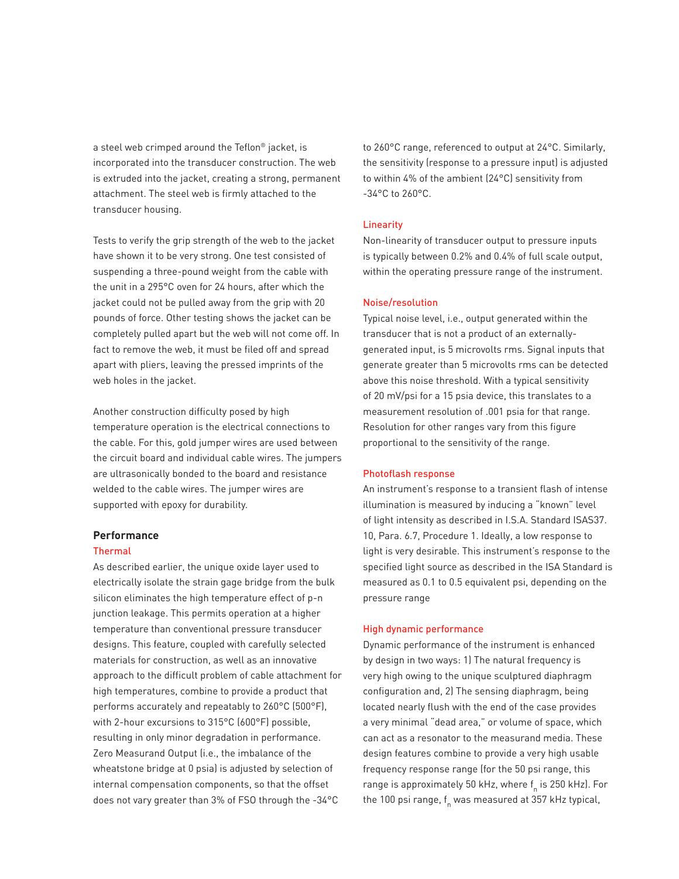a steel web crimped around the Teflon® jacket, is incorporated into the transducer construction. The web is extruded into the jacket, creating a strong, permanent attachment. The steel web is firmly attached to the transducer housing.

Tests to verify the grip strength of the web to the jacket have shown it to be very strong. One test consisted of suspending a three-pound weight from the cable with the unit in a 295°C oven for 24 hours, after which the jacket could not be pulled away from the grip with 20 pounds of force. Other testing shows the jacket can be completely pulled apart but the web will not come off. In fact to remove the web, it must be filed off and spread apart with pliers, leaving the pressed imprints of the web holes in the jacket.

Another construction difficulty posed by high temperature operation is the electrical connections to the cable. For this, gold jumper wires are used between the circuit board and individual cable wires. The jumpers are ultrasonically bonded to the board and resistance welded to the cable wires. The jumper wires are supported with epoxy for durability.

## Performance

### Thermal

As described earlier, the unique oxide layer used to electrically isolate the strain gage bridge from the bulk silicon eliminates the high temperature effect of p-n junction leakage. This permits operation at a higher temperature than conventional pressure transducer designs. This feature, coupled with carefully selected materials for construction, as well as an innovative approach to the difficult problem of cable attachment for high temperatures, combine to provide a product that performs accurately and repeatably to 260°C (500°F), with 2-hour excursions to 315°C (600°F) possible, resulting in only minor degradation in performance. Zero Measurand Output (i.e., the imbalance of the wheatstone bridge at 0 psia) is adjusted by selection of internal compensation components, so that the offset does not vary greater than 3% of FSO through the -34°C to 260°C range, referenced to output at 24°C. Similarly, the sensitivity (response to a pressure input) is adjusted to within 4% of the ambient (24°C) sensitivity from -34°C to 260°C.

### Linearity

Non-linearity of transducer output to pressure inputs is typically between 0.2% and 0.4% of full scale output, within the operating pressure range of the instrument.

### Noise/resolution

Typical noise level, i.e., output generated within the transducer that is not a product of an externally-generated input, is 5 microvolts rms. Signal inputs that generate greater than 5 microvolts rms can be detected above this noise threshold. With a typical sensitivity of 20 mV/psi for a 15 psia device, this translates to a measurement resolution of .001 psia for that range. Resolution for other ranges vary from this figure proportional to the sensitivity of the range.

### Photoflash response

An instrument's response to a transient flash of intense illumination is measured by inducing a "known" level of light intensity as described in I.S.A. Standard ISAS37.10, Para. 6.7, Procedure 1. Ideally, a low response to light is very desirable. This instrument's response to the specified light source as described in the ISA Standard is measured as 0.1 to 0.5 equivalent psi, depending on the pressure range

### High dynamic performance

Dynamic performance of the instrument is enhanced by design in two ways: 1) The natural frequency is very high owing to the unique sculptured diaphragm configuration and, 2) The sensing diaphragm, being located nearly flush with the end of the case provides a very minimal "dead area," or volume of space, which can act as a resonator to the measurand media. These design features combine to provide a very high usable frequency response range (for the 50 psi range, this range is approximately 50 kHz, where $f_n$ is 250 kHz). For the 100 psi range, $f_n$ was measured at 357 kHz typical,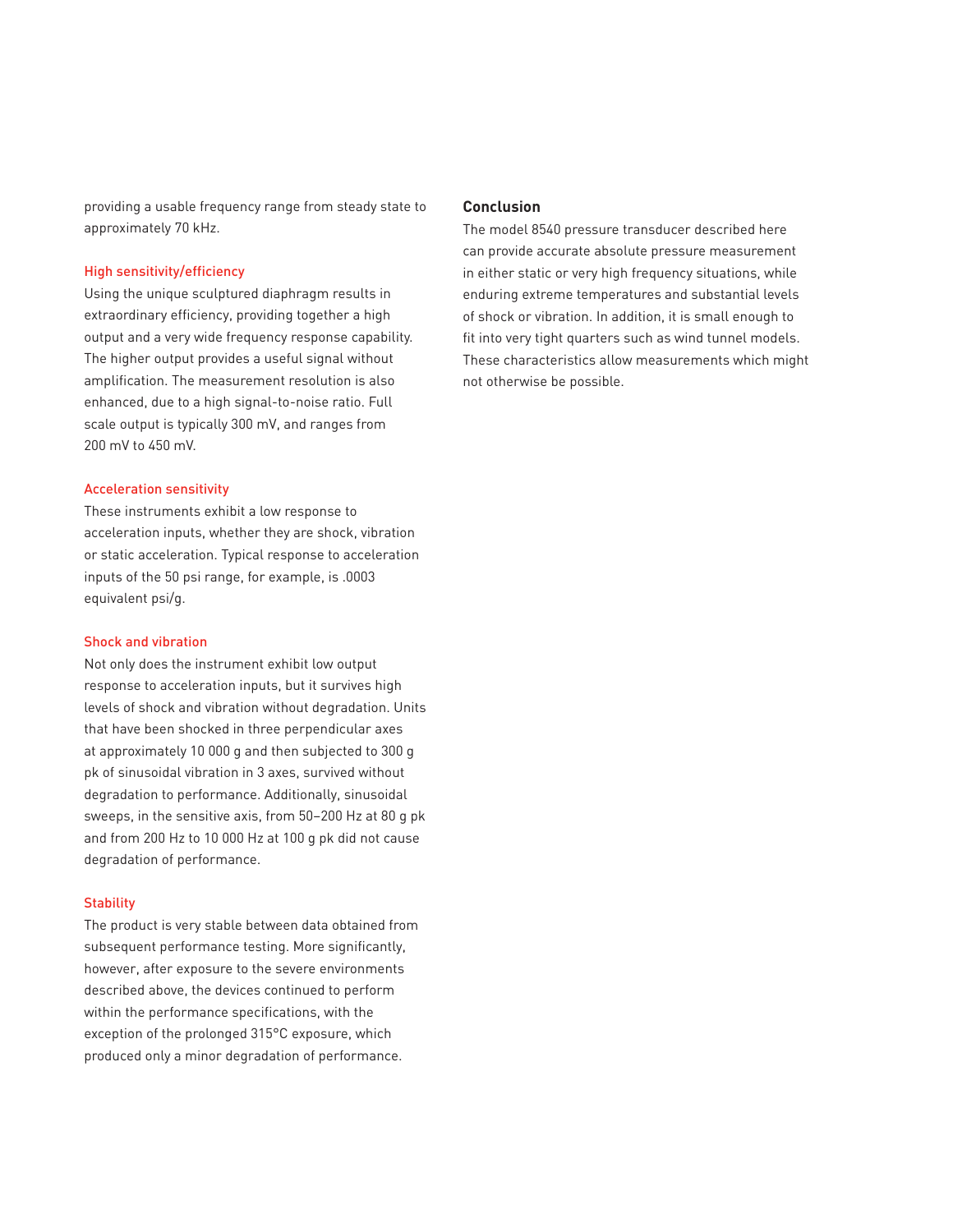providing a usable frequency range from steady state to approximately 70 kHz.

### High sensitivity/efficiency

Using the unique sculptured diaphragm results in extraordinary efficiency, providing together a high output and a very wide frequency response capability. The higher output provides a useful signal without amplification. The measurement resolution is also enhanced, due to a high signal-to-noise ratio. Full scale output is typically 300 mV, and ranges from 200 mV to 450 mV.

### Acceleration sensitivity

These instruments exhibit a low response to acceleration inputs, whether they are shock, vibration or static acceleration. Typical response to acceleration inputs of the 50 psi range, for example, is .0003 equivalent psi/g.

### Shock and vibration

Not only does the instrument exhibit low output response to acceleration inputs, but it survives high levels of shock and vibration without degradation. Units that have been shocked in three perpendicular axes at approximately 10 000 g and then subjected to 300 g pk of sinusoidal vibration in 3 axes, survived without degradation to performance. Additionally, sinusoidal sweeps, in the sensitive axis, from 50–200 Hz at 80 g pk and from 200 Hz to 10 000 Hz at 100 g pk did not cause degradation of performance.

### Stability

The product is very stable between data obtained from subsequent performance testing. More significantly, however, after exposure to the severe environments described above, the devices continued to perform within the performance specifications, with the exception of the prolonged 315°C exposure, which produced only a minor degradation of performance.

## Conclusion

The model 8540 pressure transducer described here can provide accurate absolute pressure measurement in either static or very high frequency situations, while enduring extreme temperatures and substantial levels of shock or vibration. In addition, it is small enough to fit into very tight quarters such as wind tunnel models. These characteristics allow measurements which might not otherwise be possible.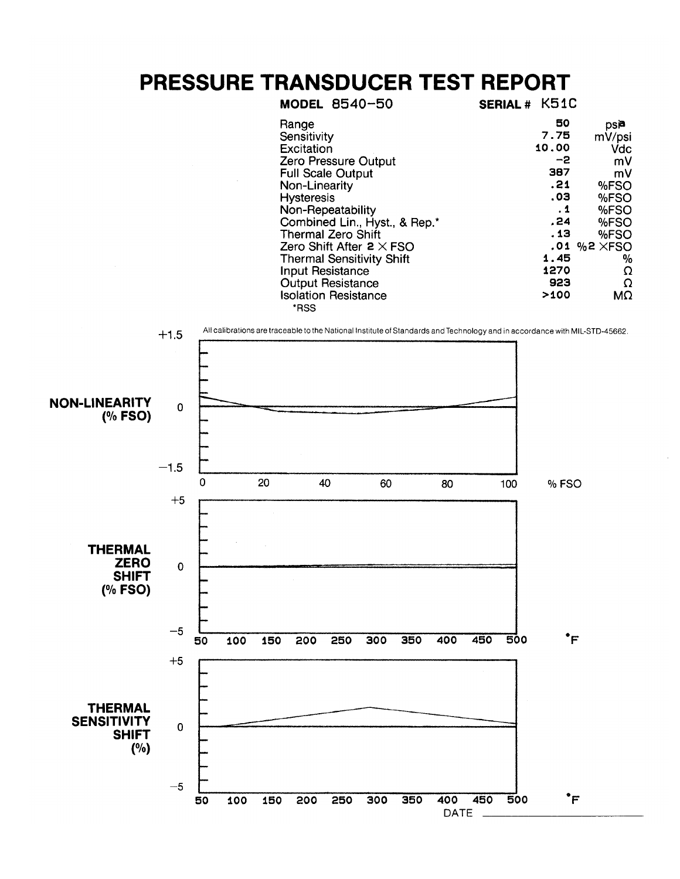# PRESSURE TRANSDUCER TEST REPORT

**MODEL** 8540-50 **SERIAL #** K51C

| | | |
|---|---|---|
| Range | 50 | psia |
| Sensitivity | 7.75 | mV/psi |
| Excitation | 10.00 | Vdc |
| Zero Pressure Output | −2 | mV |
| Full Scale Output | 387 | mV |
| Non-Linearity | .21 | %FSO |
| Hysteresis | .03 | %FSO |
| Non-Repeatability | .1 | %FSO |
| Combined Lin., Hyst., & Rep.* | .24 | %FSO |
| Thermal Zero Shift | .13 | %FSO |
| Zero Shift After 2 × FSO | .01 | %2 ×FSO |
| Thermal Sensitivity Shift | 1.45 | % |
| Input Resistance | 1270 | Ω |
| Output Resistance | 923 | Ω |
| Isolation Resistance | >100 | MΩ |

*RSS

All calibrations are traceable to the National Institute of Standards and Technology and in accordance with MIL-STD-45662.

**NON-LINEARITY (% FSO)** — +1.5, 0, −1.5 vs. 0, 20, 40, 60, 80, 100 % FSO

**THERMAL ZERO SHIFT (% FSO)** — +5, 0, −5 vs. 50, 100, 150, 200, 250, 300, 350, 400, 450, 500 °F

**THERMAL SENSITIVITY SHIFT (%)** — +5, 0, −5 vs. 50, 100, 150, 200, 250, 300, 350, 400, 450, 500 °F

DATE ____________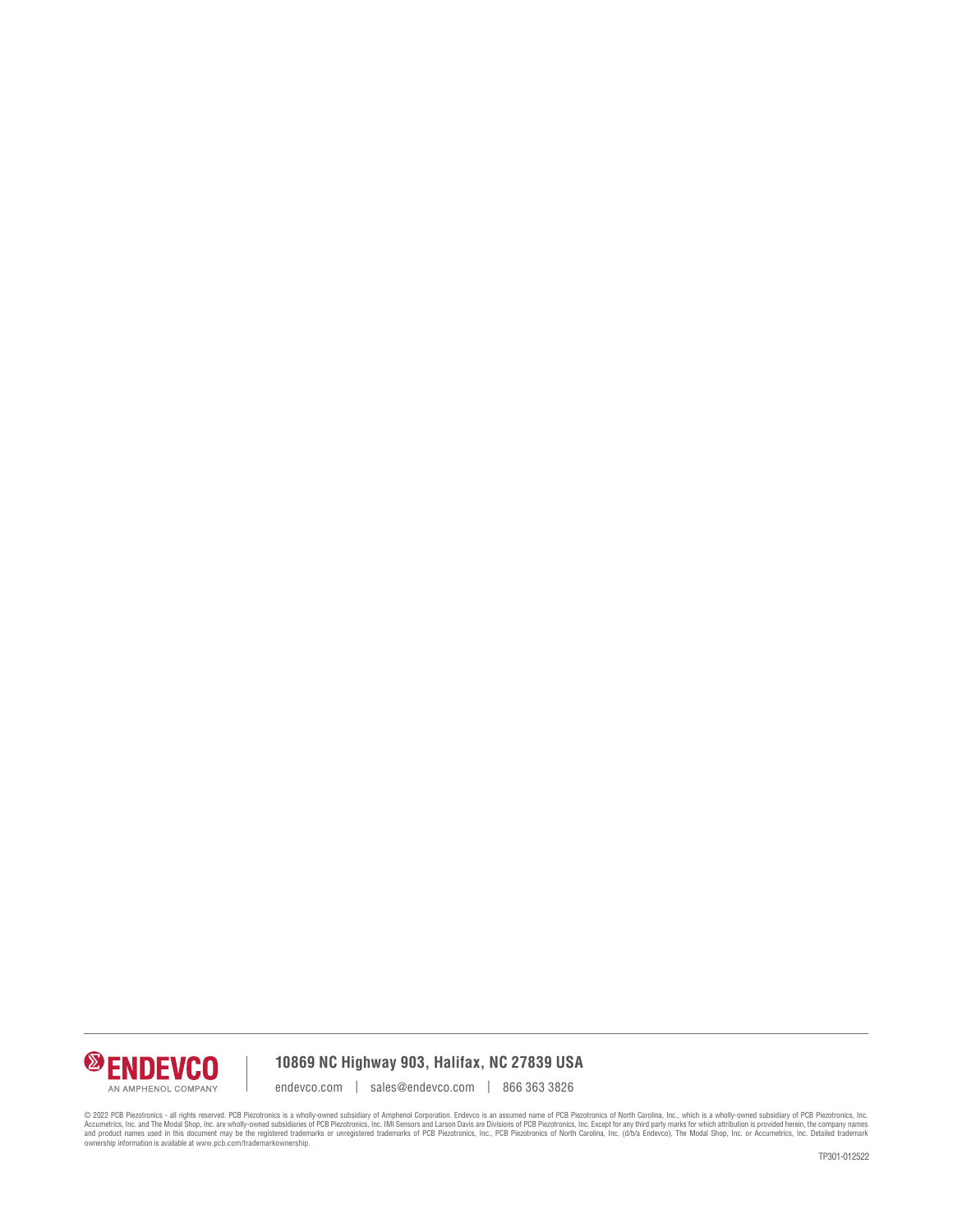ENDEVCO
AN AMPHENOL COMPANY

**10869 NC Highway 903, Halifax, NC 27839 USA**

endevco.com | sales@endevco.com | 866 363 3826

© 2022 PCB Piezotronics - all rights reserved. PCB Piezotronics is a wholly-owned subsidiary of Amphenol Corporation. Endevco is an assumed name of PCB Piezotronics of North Carolina, Inc., which is a wholly-owned subsidiary of PCB Piezotronics, Inc. Accumetrics, Inc. and The Modal Shop, Inc. are wholly-owned subsidiaries of PCB Piezotronics, Inc. IMI Sensors and Larson Davis are Divisions of PCB Piezotronics, Inc. Except for any third party marks for which attribution is provided herein, the company names and product names used in this document may be the registered trademarks or unregistered trademarks of PCB Piezotronics, Inc., PCB Piezotronics of North Carolina, Inc. (d/b/a Endevco), The Modal Shop, Inc. or Accumetrics, Inc. Detailed trademark ownership information is available at www.pcb.com/trademarkownership.

TP301-012522